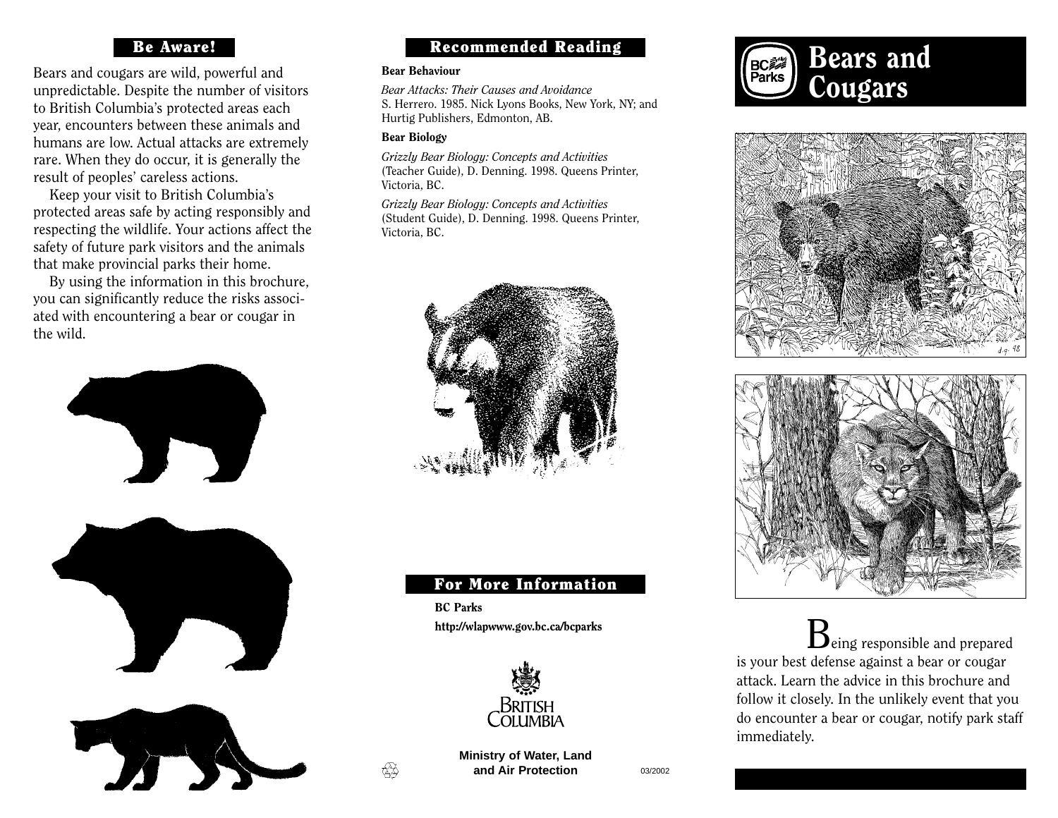## Be Aware!

Bears and cougars are wild, powerful and unpredictable. Despite the number of visitors to British Columbia's protected areas each year, encounters between these animals and humans are low. Actual attacks are extremely rare. When they do occur, it is generally the result of peoples' careless actions.

Keep your visit to British Columbia's protected areas safe by acting responsibly and respecting the wildlife. Your actions affect the safety of future park visitors and the animals that make provincial parks their home.

By using the information in this brochure, you can significantly reduce the risks associated with encountering a bear or cougar in the wild.

## Recommended Reading

**Bear Behaviour**

*Bear Attacks: Their Causes and Avoidance*
S. Herrero. 1985. Nick Lyons Books, New York, NY; and Hurtig Publishers, Edmonton, AB.

**Bear Biology**

*Grizzly Bear Biology: Concepts and Activities*
(Teacher Guide), D. Denning. 1998. Queens Printer, Victoria, BC.

*Grizzly Bear Biology: Concepts and Activities*
(Student Guide), D. Denning. 1998. Queens Printer, Victoria, BC.

## For More Information

**BC Parks**

**http://wlapwww.gov.bc.ca/bcparks**

British Columbia

**Ministry of Water, Land and Air Protection**

03/2002

# Bears and Cougars

BC Parks

Being responsible and prepared is your best defense against a bear or cougar attack. Learn the advice in this brochure and follow it closely. In the unlikely event that you do encounter a bear or cougar, notify park staff immediately.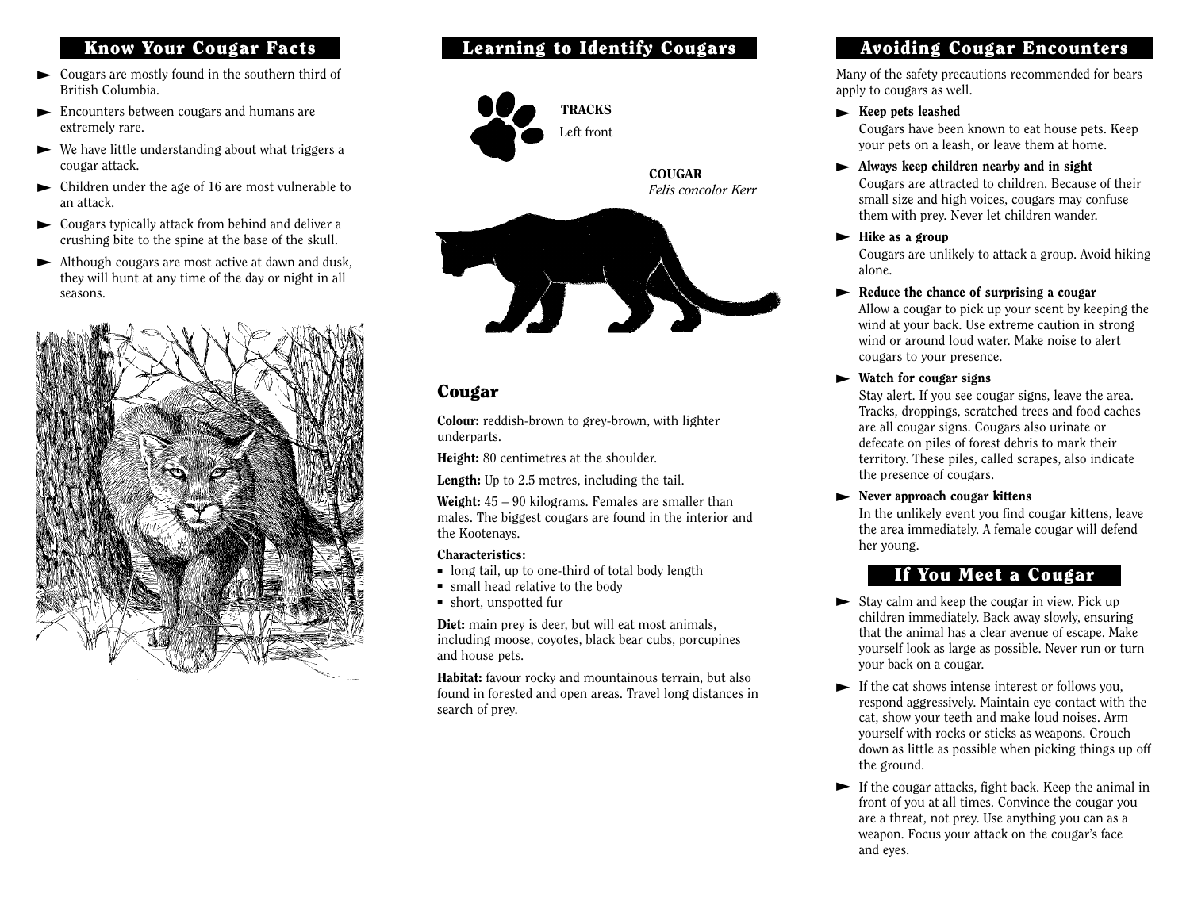## Know Your Cougar Facts

- Cougars are mostly found in the southern third of British Columbia.
- Encounters between cougars and humans are extremely rare.
- We have little understanding about what triggers a cougar attack.
- Children under the age of 16 are most vulnerable to an attack.
- Cougars typically attack from behind and deliver a crushing bite to the spine at the base of the skull.
- Although cougars are most active at dawn and dusk, they will hunt at any time of the day or night in all seasons.

## Learning to Identify Cougars

**TRACKS**
Left front

**COUGAR**
*Felis concolor Kerr*

### Cougar

**Colour:** reddish-brown to grey-brown, with lighter underparts.

**Height:** 80 centimetres at the shoulder.

**Length:** Up to 2.5 metres, including the tail.

**Weight:** 45 – 90 kilograms. Females are smaller than males. The biggest cougars are found in the interior and the Kootenays.

**Characteristics:**

- long tail, up to one-third of total body length
- small head relative to the body
- short, unspotted fur

**Diet:** main prey is deer, but will eat most animals, including moose, coyotes, black bear cubs, porcupines and house pets.

**Habitat:** favour rocky and mountainous terrain, but also found in forested and open areas. Travel long distances in search of prey.

## Avoiding Cougar Encounters

Many of the safety precautions recommended for bears apply to cougars as well.

- **Keep pets leashed**
  Cougars have been known to eat house pets. Keep your pets on a leash, or leave them at home.
- **Always keep children nearby and in sight**
  Cougars are attracted to children. Because of their small size and high voices, cougars may confuse them with prey. Never let children wander.
- **Hike as a group**
  Cougars are unlikely to attack a group. Avoid hiking alone.
- **Reduce the chance of surprising a cougar**
  Allow a cougar to pick up your scent by keeping the wind at your back. Use extreme caution in strong wind or around loud water. Make noise to alert cougars to your presence.
- **Watch for cougar signs**
  Stay alert. If you see cougar signs, leave the area. Tracks, droppings, scratched trees and food caches are all cougar signs. Cougars also urinate or defecate on piles of forest debris to mark their territory. These piles, called scrapes, also indicate the presence of cougars.
- **Never approach cougar kittens**
  In the unlikely event you find cougar kittens, leave the area immediately. A female cougar will defend her young.

## If You Meet a Cougar

- Stay calm and keep the cougar in view. Pick up children immediately. Back away slowly, ensuring that the animal has a clear avenue of escape. Make yourself look as large as possible. Never run or turn your back on a cougar.
- If the cat shows intense interest or follows you, respond aggressively. Maintain eye contact with the cat, show your teeth and make loud noises. Arm yourself with rocks or sticks as weapons. Crouch down as little as possible when picking things up off the ground.
- If the cougar attacks, fight back. Keep the animal in front of you at all times. Convince the cougar you are a threat, not prey. Use anything you can as a weapon. Focus your attack on the cougar's face and eyes.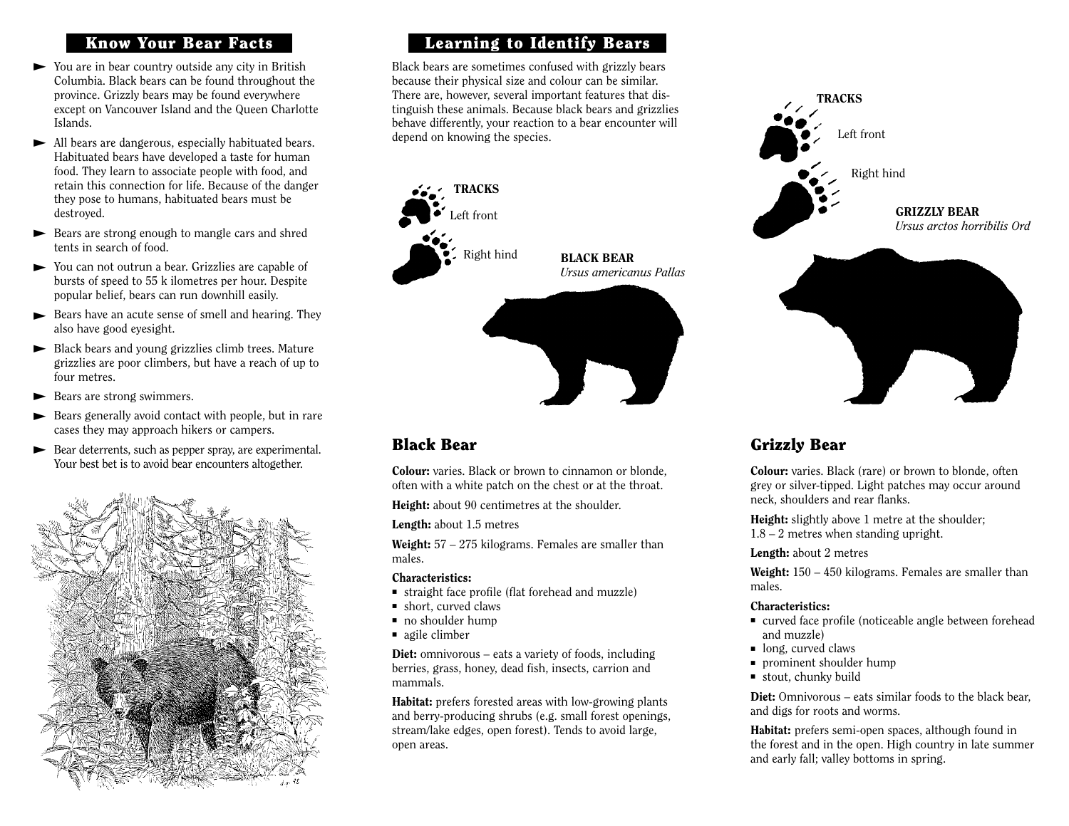## Know Your Bear Facts

- You are in bear country outside any city in British Columbia. Black bears can be found throughout the province. Grizzly bears may be found everywhere except on Vancouver Island and the Queen Charlotte Islands.
- All bears are dangerous, especially habituated bears. Habituated bears have developed a taste for human food. They learn to associate people with food, and retain this connection for life. Because of the danger they pose to humans, habituated bears must be destroyed.
- Bears are strong enough to mangle cars and shred tents in search of food.
- You can not outrun a bear. Grizzlies are capable of bursts of speed to 55 k ilometres per hour. Despite popular belief, bears can run downhill easily.
- Bears have an acute sense of smell and hearing. They also have good eyesight.
- Black bears and young grizzlies climb trees. Mature grizzlies are poor climbers, but have a reach of up to four metres.
- Bears are strong swimmers.
- Bears generally avoid contact with people, but in rare cases they may approach hikers or campers.
- Bear deterrents, such as pepper spray, are experimental. Your best bet is to avoid bear encounters altogether.

## Learning to Identify Bears

Black bears are sometimes confused with grizzly bears because their physical size and colour can be similar. There are, however, several important features that distinguish these animals. Because black bears and grizzlies behave differently, your reaction to a bear encounter will depend on knowing the species.

TRACKS

Left front

Right hind

BLACK BEAR
*Ursus americanus Pallas*

TRACKS

Left front

Right hind

GRIZZLY BEAR
*Ursus arctos horribilis Ord*

### Black Bear

**Colour:** varies. Black or brown to cinnamon or blonde, often with a white patch on the chest or at the throat.

**Height:** about 90 centimetres at the shoulder.

**Length:** about 1.5 metres

**Weight:** 57 – 275 kilograms. Females are smaller than males.

**Characteristics:**

- straight face profile (flat forehead and muzzle)
- short, curved claws
- no shoulder hump
- agile climber

**Diet:** omnivorous – eats a variety of foods, including berries, grass, honey, dead fish, insects, carrion and mammals.

**Habitat:** prefers forested areas with low-growing plants and berry-producing shrubs (e.g. small forest openings, stream/lake edges, open forest). Tends to avoid large, open areas.

### Grizzly Bear

**Colour:** varies. Black (rare) or brown to blonde, often grey or silver-tipped. Light patches may occur around neck, shoulders and rear flanks.

**Height:** slightly above 1 metre at the shoulder; 1.8 – 2 metres when standing upright.

**Length:** about 2 metres

**Weight:** 150 – 450 kilograms. Females are smaller than males.

**Characteristics:**

- curved face profile (noticeable angle between forehead and muzzle)
- long, curved claws
- prominent shoulder hump
- stout, chunky build

**Diet:** Omnivorous – eats similar foods to the black bear, and digs for roots and worms.

**Habitat:** prefers semi-open spaces, although found in the forest and in the open. High country in late summer and early fall; valley bottoms in spring.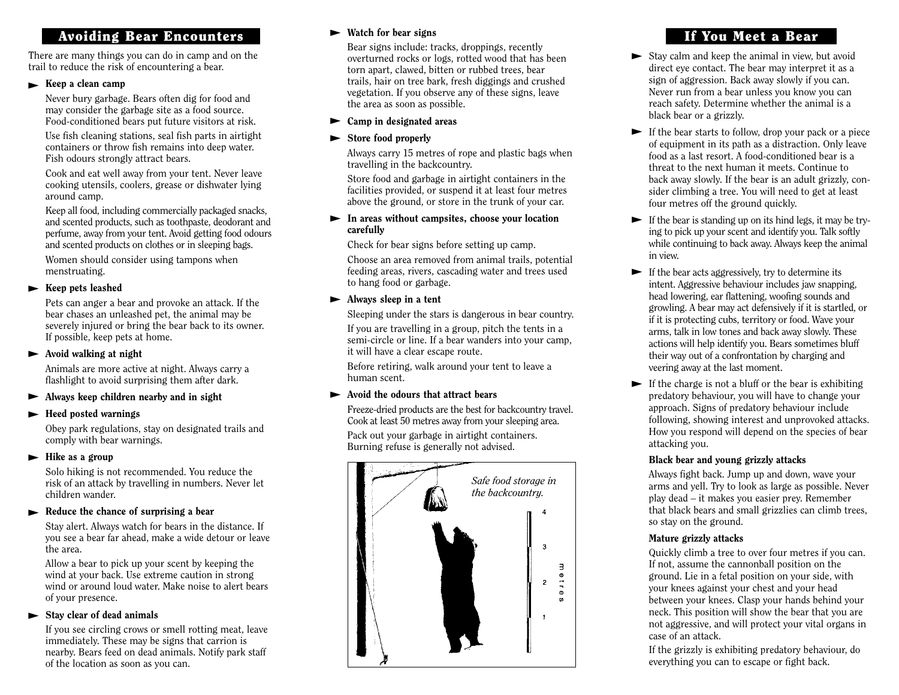## Avoiding Bear Encounters

There are many things you can do in camp and on the trail to reduce the risk of encountering a bear.

► **Keep a clean camp**

Never bury garbage. Bears often dig for food and may consider the garbage site as a food source. Food-conditioned bears put future visitors at risk.

Use fish cleaning stations, seal fish parts in airtight containers or throw fish remains into deep water. Fish odours strongly attract bears.

Cook and eat well away from your tent. Never leave cooking utensils, coolers, grease or dishwater lying around camp.

Keep all food, including commercially packaged snacks, and scented products, such as toothpaste, deodorant and perfume, away from your tent. Avoid getting food odours and scented products on clothes or in sleeping bags.

Women should consider using tampons when menstruating.

► **Keep pets leashed**

Pets can anger a bear and provoke an attack. If the bear chases an unleashed pet, the animal may be severely injured or bring the bear back to its owner. If possible, keep pets at home.

► **Avoid walking at night**

Animals are more active at night. Always carry a flashlight to avoid surprising them after dark.

► **Always keep children nearby and in sight**

► **Heed posted warnings**

Obey park regulations, stay on designated trails and comply with bear warnings.

► **Hike as a group**

Solo hiking is not recommended. You reduce the risk of an attack by travelling in numbers. Never let children wander.

► **Reduce the chance of surprising a bear**

Stay alert. Always watch for bears in the distance. If you see a bear far ahead, make a wide detour or leave the area.

Allow a bear to pick up your scent by keeping the wind at your back. Use extreme caution in strong wind or around loud water. Make noise to alert bears of your presence.

► **Stay clear of dead animals**

If you see circling crows or smell rotting meat, leave immediately. These may be signs that carrion is nearby. Bears feed on dead animals. Notify park staff of the location as soon as you can.

► **Watch for bear signs**

Bear signs include: tracks, droppings, recently overturned rocks or logs, rotted wood that has been torn apart, clawed, bitten or rubbed trees, bear trails, hair on tree bark, fresh diggings and crushed vegetation. If you observe any of these signs, leave the area as soon as possible.

► **Camp in designated areas**

► **Store food properly**

Always carry 15 metres of rope and plastic bags when travelling in the backcountry.

Store food and garbage in airtight containers in the facilities provided, or suspend it at least four metres above the ground, or store in the trunk of your car.

► **In areas without campsites, choose your location carefully**

Check for bear signs before setting up camp.

Choose an area removed from animal trails, potential feeding areas, rivers, cascading water and trees used to hang food or garbage.

► **Always sleep in a tent**

Sleeping under the stars is dangerous in bear country.

If you are travelling in a group, pitch the tents in a semi-circle or line. If a bear wanders into your camp, it will have a clear escape route.

Before retiring, walk around your tent to leave a human scent.

► **Avoid the odours that attract bears**

Freeze-dried products are the best for backcountry travel. Cook at least 50 metres away from your sleeping area.

Pack out your garbage in airtight containers. Burning refuse is generally not advised.

*Safe food storage in the backcountry.*

4
3
2
1
metres

## If You Meet a Bear

► Stay calm and keep the animal in view, but avoid direct eye contact. The bear may interpret it as a sign of aggression. Back away slowly if you can. Never run from a bear unless you know you can reach safety. Determine whether the animal is a black bear or a grizzly.

► If the bear starts to follow, drop your pack or a piece of equipment in its path as a distraction. Only leave food as a last resort. A food-conditioned bear is a threat to the next human it meets. Continue to back away slowly. If the bear is an adult grizzly, consider climbing a tree. You will need to get at least four metres off the ground quickly.

► If the bear is standing up on its hind legs, it may be trying to pick up your scent and identify you. Talk softly while continuing to back away. Always keep the animal in view.

► If the bear acts aggressively, try to determine its intent. Aggressive behaviour includes jaw snapping, head lowering, ear flattening, woofing sounds and growling. A bear may act defensively if it is startled, or if it is protecting cubs, territory or food. Wave your arms, talk in low tones and back away slowly. These actions will help identify you. Bears sometimes bluff their way out of a confrontation by charging and veering away at the last moment.

► If the charge is not a bluff or the bear is exhibiting predatory behaviour, you will have to change your approach. Signs of predatory behaviour include following, showing interest and unprovoked attacks. How you respond will depend on the species of bear attacking you.

**Black bear and young grizzly attacks**

Always fight back. Jump up and down, wave your arms and yell. Try to look as large as possible. Never play dead – it makes you easier prey. Remember that black bears and small grizzlies can climb trees, so stay on the ground.

**Mature grizzly attacks**

Quickly climb a tree to over four metres if you can. If not, assume the cannonball position on the ground. Lie in a fetal position on your side, with your knees against your chest and your head between your knees. Clasp your hands behind your neck. This position will show the bear that you are not aggressive, and will protect your vital organs in case of an attack.

If the grizzly is exhibiting predatory behaviour, do everything you can to escape or fight back.